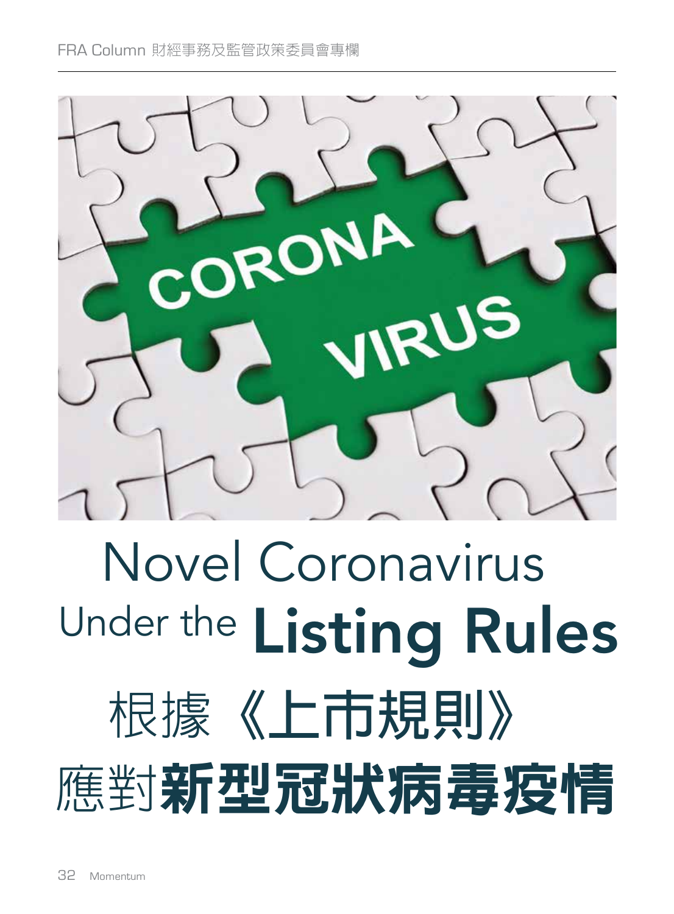# Novel Coronavirus Under the Listing Rules

# 根據《上市規則》應對新型冠狀病毒疫情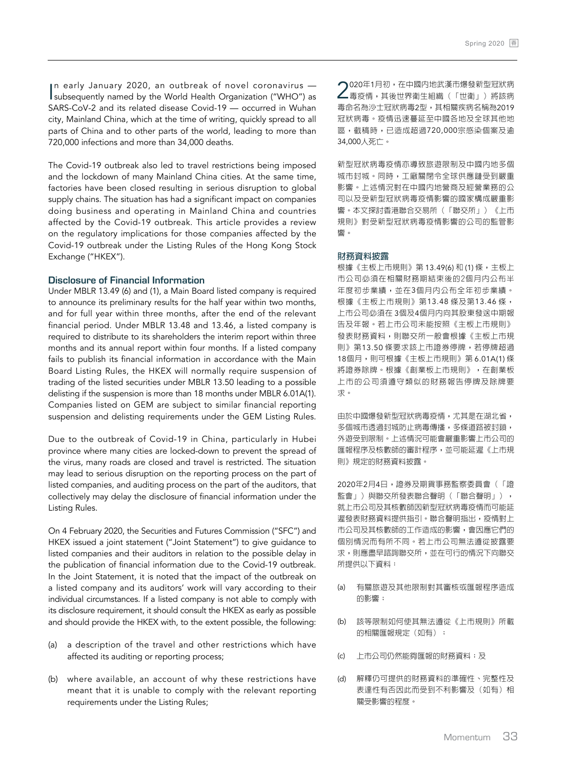In early January 2020, an outbreak of novel coronavirus — subsequently named by the World Health Organization ("WHO") as SARS-CoV-2 and its related disease Covid-19 — occurred in Wuhan city, Mainland China, which at the time of writing, quickly spread to all parts of China and to other parts of the world, leading to more than 720,000 infections and more than 34,000 deaths.

The Covid-19 outbreak also led to travel restrictions being imposed and the lockdown of many Mainland China cities. At the same time, factories have been closed resulting in serious disruption to global supply chains. The situation has had a significant impact on companies doing business and operating in Mainland China and countries affected by the Covid-19 outbreak. This article provides a review on the regulatory implications for those companies affected by the Covid-19 outbreak under the Listing Rules of the Hong Kong Stock Exchange ("HKEX").

## Disclosure of Financial Information

Under MBLR 13.49 (6) and (1), a Main Board listed company is required to announce its preliminary results for the half year within two months, and for full year within three months, after the end of the relevant financial period. Under MBLR 13.48 and 13.46, a listed company is required to distribute to its shareholders the interim report within three months and its annual report within four months. If a listed company fails to publish its financial information in accordance with the Main Board Listing Rules, the HKEX will normally require suspension of trading of the listed securities under MBLR 13.50 leading to a possible delisting if the suspension is more than 18 months under MBLR 6.01A(1). Companies listed on GEM are subject to similar financial reporting suspension and delisting requirements under the GEM Listing Rules.

Due to the outbreak of Covid-19 in China, particularly in Hubei province where many cities are locked-down to prevent the spread of the virus, many roads are closed and travel is restricted. The situation may lead to serious disruption on the reporting process on the part of listed companies, and auditing process on the part of the auditors, that collectively may delay the disclosure of financial information under the Listing Rules.

On 4 February 2020, the Securities and Futures Commission ("SFC") and HKEX issued a joint statement ("Joint Statement") to give guidance to listed companies and their auditors in relation to the possible delay in the publication of financial information due to the Covid-19 outbreak. In the Joint Statement, it is noted that the impact of the outbreak on a listed company and its auditors' work will vary according to their individual circumstances. If a listed company is not able to comply with its disclosure requirement, it should consult the HKEX as early as possible and should provide the HKEX with, to the extent possible, the following:

(a) a description of the travel and other restrictions which have affected its auditing or reporting process;

(b) where available, an account of why these restrictions have meant that it is unable to comply with the relevant reporting requirements under the Listing Rules;

2020年1月初，在中國內地武漢市爆發新型冠狀病毒疫情，其後世界衛生組織（「世衛」）將該病毒命名為沙士冠狀病毒2型，其相關疾病名稱為2019冠狀病毒。疫情迅速蔓延至中國各地及全球其他地區，截稿時，已造成超過720,000宗感染個案及逾34,000人死亡。

新型冠狀病毒疫情亦導致旅遊限制及中國內地多個城市封城。同時，工廠關閉令全球供應鏈受到嚴重影響。上述情況對在中國內地營商及經營業務的公司以及受新型冠狀病毒疫情影響的國家構成嚴重影響。本文探討香港聯合交易所（「聯交所」）《上市規則》對受新型冠狀病毒疫情影響的公司的監管影響。

## 財務資料披露

根據《主板上市規則》第13.49(6)和(1)條，主板上市公司必須在相關財務期結束後的2個月內公布半年度初步業績，並在3個月內公布全年初步業績。根據《主板上市規則》第13.48條及第13.46條，上市公司必須在3個及4個月內向其股東發送中期報告及年報。若上市公司未能按照《主板上市規則》發表財務資料，則聯交所一般會根據《主板上市規則》第13.50條要求該上市證券停牌，若停牌超過18個月，則可根據《主板上市規則》第6.01A(1)條將證券除牌。根據《創業板上市規則》，在創業板上市的公司須遵守類似的財務報告停牌及除牌要求。

由於中國爆發新型冠狀病毒疫情，尤其是在湖北省，多個城市透過封城防止病毒傳播，多條道路被封鎖，外遊受到限制。上述情況可能會嚴重影響上市公司的匯報程序及核數師的審計程序，並可能延遲《上市規則》規定的財務資料披露。

2020年2月4日，證券及期貨事務監察委員會（「證監會」）與聯交所發表聯合聲明（「聯合聲明」），就上市公司及其核數師因新型冠狀病毒疫情而可能延遲發表財務資料提供指引。聯合聲明指出，疫情對上市公司及其核數師的工作造成的影響，會因應它們的個別情況而有所不同。若上市公司無法遵從披露要求，則應盡早諮詢聯交所，並在可行的情況下向聯交所提供以下資料：

(a) 有關旅遊及其他限制對其審核或匯報程序造成的影響；

(b) 該等限制如何使其無法遵從《上市規則》所載的相關匯報規定（如有）；

(c) 上市公司仍然能夠匯報的財務資料；及

(d) 解釋仍可提供的財務資料的準確性、完整性及表達性有否因此而受到不利影響及（如有）相關受影響的程度。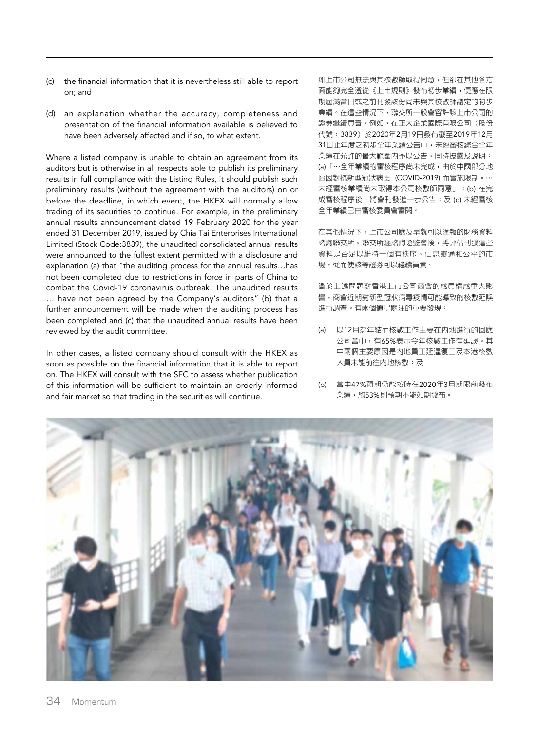(c) the financial information that it is nevertheless still able to report on; and

(d) an explanation whether the accuracy, completeness and presentation of the financial information available is believed to have been adversely affected and if so, to what extent.

Where a listed company is unable to obtain an agreement from its auditors but is otherwise in all respects able to publish its preliminary results in full compliance with the Listing Rules, it should publish such preliminary results (without the agreement with the auditors) on or before the deadline, in which event, the HKEX will normally allow trading of its securities to continue. For example, in the preliminary annual results announcement dated 19 February 2020 for the year ended 31 December 2019, issued by Chia Tai Enterprises International Limited (Stock Code:3839), the unaudited consolidated annual results were announced to the fullest extent permitted with a disclosure and explanation (a) that "the auditing process for the annual results…has not been completed due to restrictions in force in parts of China to combat the Covid-19 coronavirus outbreak. The unaudited results … have not been agreed by the Company's auditors" (b) that a further announcement will be made when the auditing process has been completed and (c) that the unaudited annual results have been reviewed by the audit committee.

In other cases, a listed company should consult with the HKEX as soon as possible on the financial information that it is able to report on. The HKEX will consult with the SFC to assess whether publication of this information will be sufficient to maintain an orderly informed and fair market so that trading in the securities will continue.

如上市公司無法與其核數師取得同意，但卻在其他各方面能夠完全遵從《上市規則》發布初步業績，便應在限期屆滿當日或之前刊發該份尚未與其核數師議定的初步業績。在這些情況下，聯交所一般會容許該上市公司的證券繼續買賣。例如，在正大企業國際有限公司（股份代號：3839）於2020年2月19日發布截至2019年12月31日止年度之初步全年業績公告中，未經審核綜合全年業績在允許的最大範圍內予以公告，同時披露及說明：(a)「…全年業績的審核程序尚未完成，由於中國部分地區因對抗新型冠狀病毒（COVID-2019）而實施限制。…未經審核業績尚未取得本公司核數師同意」；(b) 在完成審核程序後，將會刊發進一步公告；及 (c) 未經審核全年業績已由審核委員會審閱。

在其他情況下，上市公司應及早就可以匯報的財務資料諮詢聯交所。聯交所經諮詢證監會後，將評估刊發這些資料是否足以維持一個有秩序、信息靈通和公平的市場，從而使該等證券可以繼續買賣。

鑑於上述問題對香港上市公司商會的成員構成重大影響，商會近期對新型冠狀病毒疫情可能導致的核數延誤進行調查。有兩個值得關注的重要發現：

(a) 以12月為年結而核數工作主要在內地進行的回應公司當中，有65%表示今年核數工作有延誤。其中兩個主要原因是內地員工延遲復工及本港核數人員未能前往內地核數；及

(b) 當中47%預期仍能按時在2020年3月期限前發布業績，約53%則預期不能如期發布。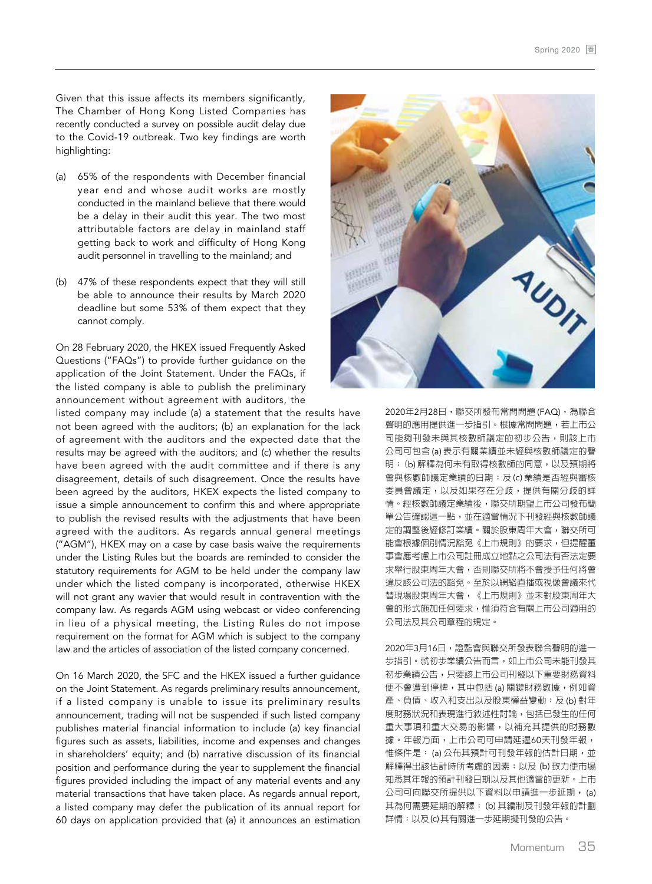Given that this issue affects its members significantly, The Chamber of Hong Kong Listed Companies has recently conducted a survey on possible audit delay due to the Covid-19 outbreak. Two key findings are worth highlighting:

(a) 65% of the respondents with December financial year end and whose audit works are mostly conducted in the mainland believe that there would be a delay in their audit this year. The two most attributable factors are delay in mainland staff getting back to work and difficulty of Hong Kong audit personnel in travelling to the mainland; and

(b) 47% of these respondents expect that they will still be able to announce their results by March 2020 deadline but some 53% of them expect that they cannot comply.

On 28 February 2020, the HKEX issued Frequently Asked Questions ("FAQs") to provide further guidance on the application of the Joint Statement. Under the FAQs, if the listed company is able to publish the preliminary announcement without agreement with auditors, the listed company may include (a) a statement that the results have not been agreed with the auditors; (b) an explanation for the lack of agreement with the auditors and the expected date that the results may be agreed with the auditors; and (c) whether the results have been agreed with the audit committee and if there is any disagreement, details of such disagreement. Once the results have been agreed by the auditors, HKEX expects the listed company to issue a simple announcement to confirm this and where appropriate to publish the revised results with the adjustments that have been agreed with the auditors. As regards annual general meetings ("AGM"), HKEX may on a case by case basis waive the requirements under the Listing Rules but the boards are reminded to consider the statutory requirements for AGM to be held under the company law under which the listed company is incorporated, otherwise HKEX will not grant any wavier that would result in contravention with the company law. As regards AGM using webcast or video conferencing in lieu of a physical meeting, the Listing Rules do not impose requirement on the format for AGM which is subject to the company law and the articles of association of the listed company concerned.

On 16 March 2020, the SFC and the HKEX issued a further guidance on the Joint Statement. As regards preliminary results announcement, if a listed company is unable to issue its preliminary results announcement, trading will not be suspended if such listed company publishes material financial information to include (a) key financial figures such as assets, liabilities, income and expenses and changes in shareholders' equity; and (b) narrative discussion of its financial position and performance during the year to supplement the financial figures provided including the impact of any material events and any material transactions that have taken place. As regards annual report, a listed company may defer the publication of its annual report for 60 days on application provided that (a) it announces an estimation

2020年2月28日，聯交所發布常問問題(FAQ)，為聯合聲明的應用提供進一步指引。根據常問問題，若上市公司能夠刊發未與其核數師議定的初步公告，則該上市公司可包含(a)表示有關業績並未經與核數師議定的聲明；(b)解釋為何未有取得核數師的同意，以及預期將會與核數師議定業績的日期；及(c)業績是否已經與審核委員會議定，以及如果存在分歧，提供有關分歧的詳情。經核數師議定業績後，聯交所期望上市公司發布簡單公告確認這一點，並在適當情況下刊發經與核數師議定的調整後經修訂業績。關於股東周年大會，聯交所可能會根據個別情況豁免《上市規則》的要求，但提醒董事會應考慮上市公司註冊成立地點之公司法有否法定要求舉行股東周年大會，否則聯交所將不會授予任何將會違反該公司法的豁免。至於以網絡直播或視像會議來代替現場股東周年大會，《上市規則》並未對股東周年大會的形式施加任何要求，惟須符合有關上市公司適用的公司法及其公司章程的規定。

2020年3月16日，證監會與聯交所發表聯合聲明的進一步指引。就初步業績公告而言，如上市公司未能刊發其初步業績公告，只要該上市公司刊發以下重要財務資料便不會遭到停牌，其中包括(a)關鍵財務數據，例如資產、負債、收入和支出以及股東權益變動；及(b)對年度財務狀況和表現進行敘述性討論，包括已發生的任何重大事項和重大交易的影響，以補充其提供的財務數據。年報方面，上市公司可申請延遲60天刊發年報，惟條件是：(a)公布其預計可刊發年報的估計日期，並解釋得出該估計時所考慮的因素；以及(b)致力使市場知悉其年報的預計刊發日期以及其他適當的更新。上市公司可向聯交所提供以下資料以申請進一步延期，(a)其為何需要延期的解釋；(b)其編制及刊發年報的計劃詳情；以及(c)其有關進一步延期擬刊發的公告。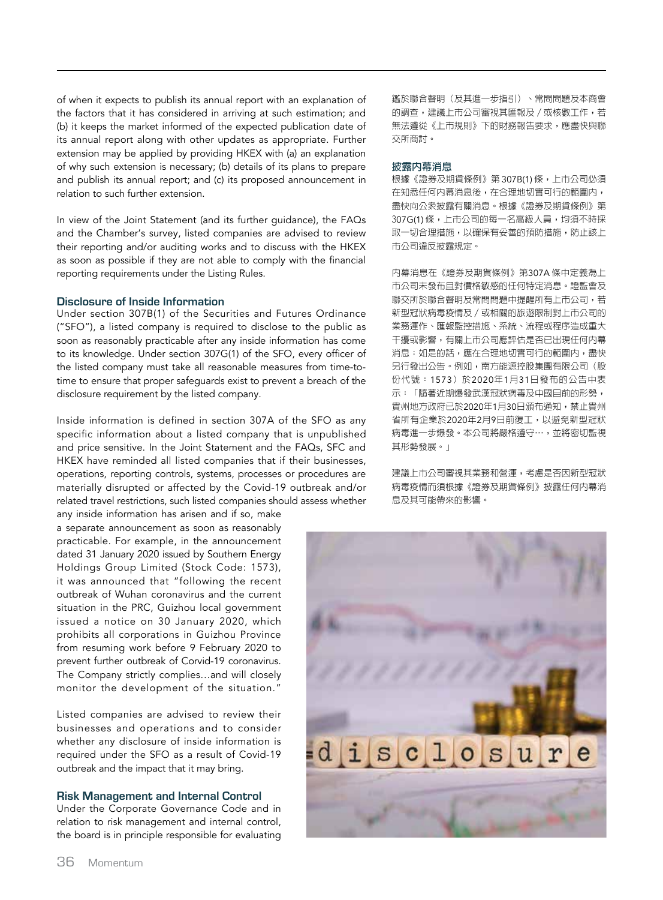of when it expects to publish its annual report with an explanation of the factors that it has considered in arriving at such estimation; and (b) it keeps the market informed of the expected publication date of its annual report along with other updates as appropriate. Further extension may be applied by providing HKEX with (a) an explanation of why such extension is necessary; (b) details of its plans to prepare and publish its annual report; and (c) its proposed announcement in relation to such further extension.

In view of the Joint Statement (and its further guidance), the FAQs and the Chamber's survey, listed companies are advised to review their reporting and/or auditing works and to discuss with the HKEX as soon as possible if they are not able to comply with the financial reporting requirements under the Listing Rules.

### Disclosure of Inside Information

Under section 307B(1) of the Securities and Futures Ordinance ("SFO"), a listed company is required to disclose to the public as soon as reasonably practicable after any inside information has come to its knowledge. Under section 307G(1) of the SFO, every officer of the listed company must take all reasonable measures from time-to-time to ensure that proper safeguards exist to prevent a breach of the disclosure requirement by the listed company.

Inside information is defined in section 307A of the SFO as any specific information about a listed company that is unpublished and price sensitive. In the Joint Statement and the FAQs, SFC and HKEX have reminded all listed companies that if their businesses, operations, reporting controls, systems, processes or procedures are materially disrupted or affected by the Covid-19 outbreak and/or related travel restrictions, such listed companies should assess whether any inside information has arisen and if so, make a separate announcement as soon as reasonably practicable. For example, in the announcement dated 31 January 2020 issued by Southern Energy Holdings Group Limited (Stock Code: 1573), it was announced that "following the recent outbreak of Wuhan coronavirus and the current situation in the PRC, Guizhou local government issued a notice on 30 January 2020, which prohibits all corporations in Guizhou Province from resuming work before 9 February 2020 to prevent further outbreak of Corvid-19 coronavirus. The Company strictly complies…and will closely monitor the development of the situation."

Listed companies are advised to review their businesses and operations and to consider whether any disclosure of inside information is required under the SFO as a result of Covid-19 outbreak and the impact that it may bring.

### Risk Management and Internal Control

Under the Corporate Governance Code and in relation to risk management and internal control, the board is in principle responsible for evaluating

鑑於聯合聲明（及其進一步指引）、常問問題及本商會的調查，建議上市公司審視其匯報及／或核數工作，若無法遵從《上市規則》下的財務報告要求，應盡快與聯交所商討。

### 披露內幕消息

根據《證券及期貨條例》第 307B(1) 條，上市公司必須在知悉任何內幕消息後，在合理地切實可行的範圍內，盡快向公眾披露有關消息。根據《證券及期貨條例》第 307G(1) 條，上市公司的每一名高級人員，均須不時採取一切合理措施，以確保有妥善的預防措施，防止該上市公司違反披露規定。

內幕消息在《證券及期貨條例》第307A 條中定義為上市公司未發布且對價格敏感的任何特定消息。證監會及聯交所於聯合聲明及常問問題中提醒所有上市公司，若新型冠狀病毒疫情及／或相關的旅遊限制對上市公司的業務運作、匯報監控措施、系統、流程或程序造成重大干擾或影響，有關上市公司應評估是否已出現任何內幕消息；如是的話，應在合理地切實可行的範圍內，盡快另行發出公告。例如，南方能源控股集團有限公司（股份代號：1573）於2020年1月31日發布的公告中表示：「隨著近期爆發武漢冠狀病毒及中國目前的形勢，貴州地方政府已於2020年1月30日頒布通知，禁止貴州省所有企業於2020年2月9日前復工，以避免新型冠狀病毒進一步爆發。本公司將嚴格遵守…，並將密切監視其形勢發展。」

建議上市公司審視其業務和營運，考慮是否因新型冠狀病毒疫情而須根據《證券及期貨條例》披露任何內幕消息及其可能帶來的影響。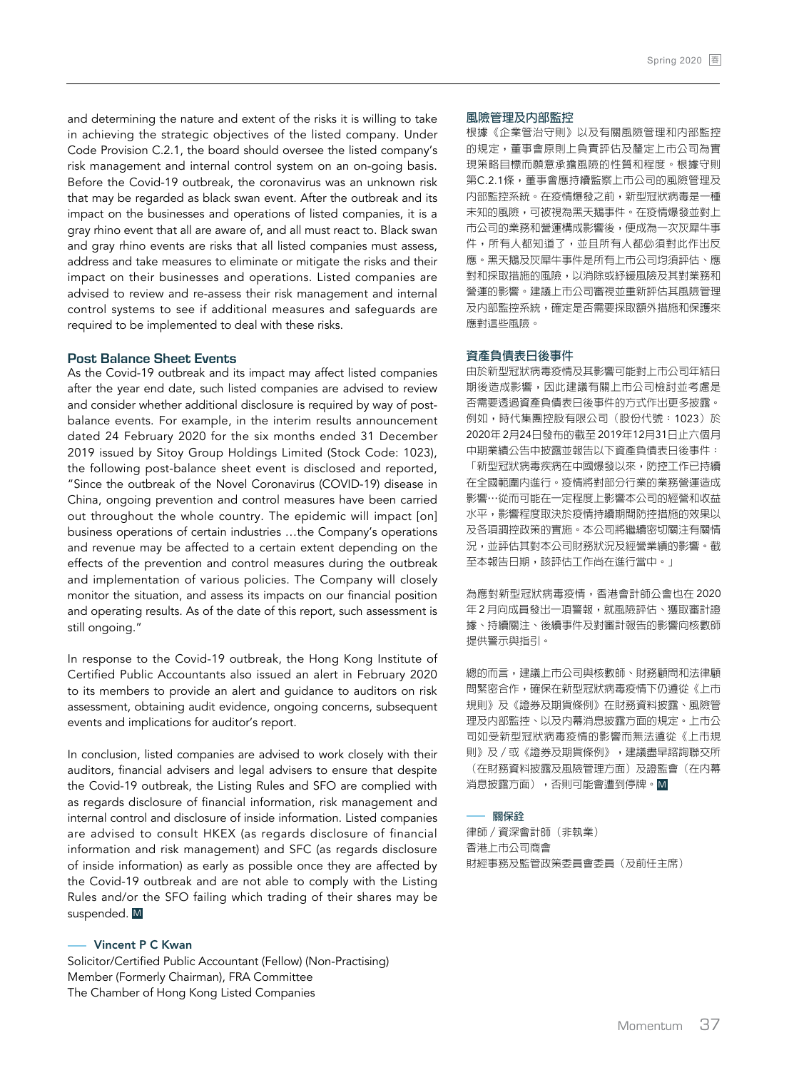and determining the nature and extent of the risks it is willing to take in achieving the strategic objectives of the listed company. Under Code Provision C.2.1, the board should oversee the listed company's risk management and internal control system on an on-going basis. Before the Covid-19 outbreak, the coronavirus was an unknown risk that may be regarded as black swan event. After the outbreak and its impact on the businesses and operations of listed companies, it is a gray rhino event that all are aware of, and all must react to. Black swan and gray rhino events are risks that all listed companies must assess, address and take measures to eliminate or mitigate the risks and their impact on their businesses and operations. Listed companies are advised to review and re-assess their risk management and internal control systems to see if additional measures and safeguards are required to be implemented to deal with these risks.

## Post Balance Sheet Events

As the Covid-19 outbreak and its impact may affect listed companies after the year end date, such listed companies are advised to review and consider whether additional disclosure is required by way of post-balance events. For example, in the interim results announcement dated 24 February 2020 for the six months ended 31 December 2019 issued by Sitoy Group Holdings Limited (Stock Code: 1023), the following post-balance sheet event is disclosed and reported, "Since the outbreak of the Novel Coronavirus (COVID-19) disease in China, ongoing prevention and control measures have been carried out throughout the whole country. The epidemic will impact [on] business operations of certain industries …the Company's operations and revenue may be affected to a certain extent depending on the effects of the prevention and control measures during the outbreak and implementation of various policies. The Company will closely monitor the situation, and assess its impacts on our financial position and operating results. As of the date of this report, such assessment is still ongoing."

In response to the Covid-19 outbreak, the Hong Kong Institute of Certified Public Accountants also issued an alert in February 2020 to its members to provide an alert and guidance to auditors on risk assessment, obtaining audit evidence, ongoing concerns, subsequent events and implications for auditor's report.

In conclusion, listed companies are advised to work closely with their auditors, financial advisers and legal advisers to ensure that despite the Covid-19 outbreak, the Listing Rules and SFO are complied with as regards disclosure of financial information, risk management and internal control and disclosure of inside information. Listed companies are advised to consult HKEX (as regards disclosure of financial information and risk management) and SFC (as regards disclosure of inside information) as early as possible once they are affected by the Covid-19 outbreak and are not able to comply with the Listing Rules and/or the SFO failing which trading of their shares may be suspended. M

**—— Vincent P C Kwan**

Solicitor/Certified Public Accountant (Fellow) (Non-Practising)
Member (Formerly Chairman), FRA Committee
The Chamber of Hong Kong Listed Companies

## 風險管理及內部監控

根據《企業管治守則》以及有關風險管理和內部監控的規定，董事會原則上負責評估及釐定上市公司為實現策略目標而願意承擔風險的性質和程度。根據守則第C.2.1條，董事會應持續監察上市公司的風險管理及內部監控系統。在疫情爆發之前，新型冠狀病毒是一種未知的風險，可被視為黑天鵝事件。在疫情爆發並對上市公司的業務和營運構成影響後，便成為一次灰犀牛事件，所有人都知道了，並且所有人都必須對此作出反應。黑天鵝及灰犀牛事件是所有上市公司均須評估、應對和採取措施的風險，以消除或紓緩風險及其對業務和營運的影響。建議上市公司審視並重新評估其風險管理及內部監控系統，確定是否需要採取額外措施和保護來應對這些風險。

## 資產負債表日後事件

由於新型冠狀病毒疫情及其影響可能對上市公司年結日期後造成影響，因此建議有關上市公司檢討並考慮是否需要透過資產負債表日後事件的方式作出更多披露。例如，時代集團控股有限公司（股份代號：1023）於2020年2月24日發布的截至2019年12月31日止六個月中期業績公告中披露並報告以下資產負債表日後事件：「新型冠狀病毒疾病在中國爆發以來，防控工作已持續在全國範圍內進行。疫情將對部分行業的業務營運造成影響…從而可能在一定程度上影響本公司的經營和收益水平，影響程度取決於疫情持續期間防控措施的效果以及各項調控政策的實施。本公司將繼續密切關注有關情況，並評估其對本公司財務狀況及經營業績的影響。截至本報告日期，該評估工作尚在進行當中。」

為應對新型冠狀病毒疫情，香港會計師公會也在2020年2月向成員發出一項警報，就風險評估、獲取審計證據、持續關注、後續事件及對審計報告的影響向核數師提供警示與指引。

總的而言，建議上市公司與核數師、財務顧問和法律顧問緊密合作，確保在新型冠狀病毒疫情下仍遵從《上市規則》及《證券及期貨條例》在財務資料披露、風險管理及內部監控、以及內幕消息披露方面的規定。上市公司如受新型冠狀病毒疫情的影響而無法遵從《上市規則》及／或《證券及期貨條例》，建議盡早諮詢聯交所（在財務資料披露及風險管理方面）及證監會（在內幕消息披露方面），否則可能會遭到停牌。M

**—— 關保銓**

律師／資深會計師（非執業）
香港上市公司商會
財經事務及監管政策委員會委員（及前任主席）